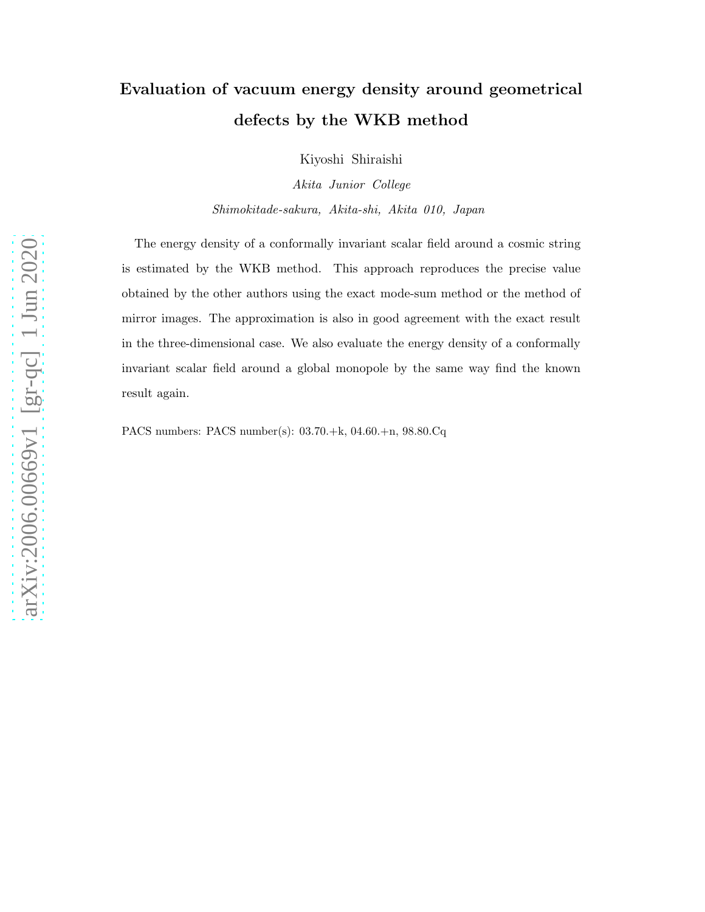# Evaluation of vacuum energy density around geometrical defects by the WKB method

Kiyoshi Shiraishi

*Akita Junior College*

*Shimokitade-sakura, Akita-shi, Akita 010, Japan*

The energy density of a conformally invariant scalar field around a cosmic string is estimated by the WKB method. This approach reproduces the precise value obtained by the other authors using the exact mode-sum method or the method of mirror images. The approximation is also in good agreement with the exact result in the three-dimensional case. We also evaluate the energy density of a conformally invariant scalar field around a global monopole by the same way find the known result again.

PACS numbers: PACS number(s): 03.70.+k, 04.60.+n, 98.80.Cq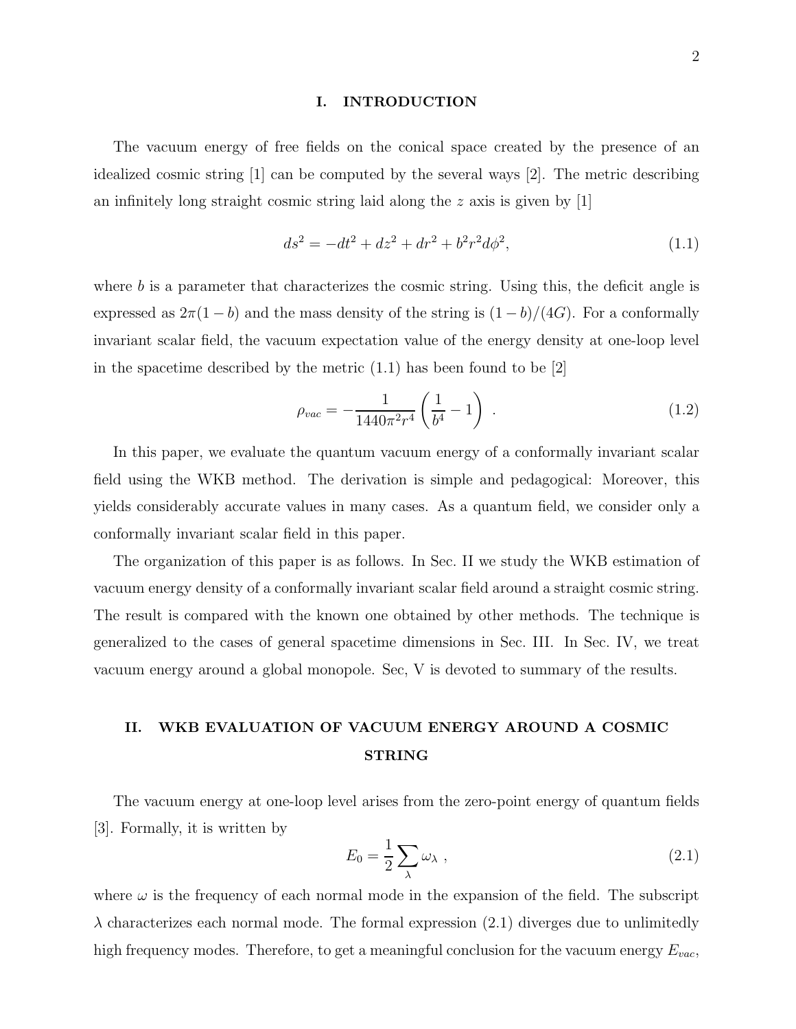## I. INTRODUCTION

The vacuum energy of free fields on the conical space created by the presence of an idealized cosmic string [1] can be computed by the several ways [2]. The metric describing an infinitely long straight cosmic string laid along the $z$ axis is given by [1]

$$ds^2 = -dt^2 + dz^2 + dr^2 + b^2 r^2 d\phi^2, \tag{1.1}$$

where $b$ is a parameter that characterizes the cosmic string. Using this, the deficit angle is expressed as $2\pi(1-b)$ and the mass density of the string is $(1-b)/(4G)$. For a conformally invariant scalar field, the vacuum expectation value of the energy density at one-loop level in the spacetime described by the metric (1.1) has been found to be [2]

$$\rho_{vac} = -\frac{1}{1440\pi^2 r^4}\left(\frac{1}{b^4} - 1\right) \ . \tag{1.2}$$

In this paper, we evaluate the quantum vacuum energy of a conformally invariant scalar field using the WKB method. The derivation is simple and pedagogical: Moreover, this yields considerably accurate values in many cases. As a quantum field, we consider only a conformally invariant scalar field in this paper.

The organization of this paper is as follows. In Sec. II we study the WKB estimation of vacuum energy density of a conformally invariant scalar field around a straight cosmic string. The result is compared with the known one obtained by other methods. The technique is generalized to the cases of general spacetime dimensions in Sec. III. In Sec. IV, we treat vacuum energy around a global monopole. Sec, V is devoted to summary of the results.

## II. WKB EVALUATION OF VACUUM ENERGY AROUND A COSMIC STRING

The vacuum energy at one-loop level arises from the zero-point energy of quantum fields [3]. Formally, it is written by

$$E_0 = \frac{1}{2}\sum_{\lambda} \omega_{\lambda} \ , \tag{2.1}$$

where $\omega$ is the frequency of each normal mode in the expansion of the field. The subscript $\lambda$ characterizes each normal mode. The formal expression (2.1) diverges due to unlimitedly high frequency modes. Therefore, to get a meaningful conclusion for the vacuum energy $E_{vac}$,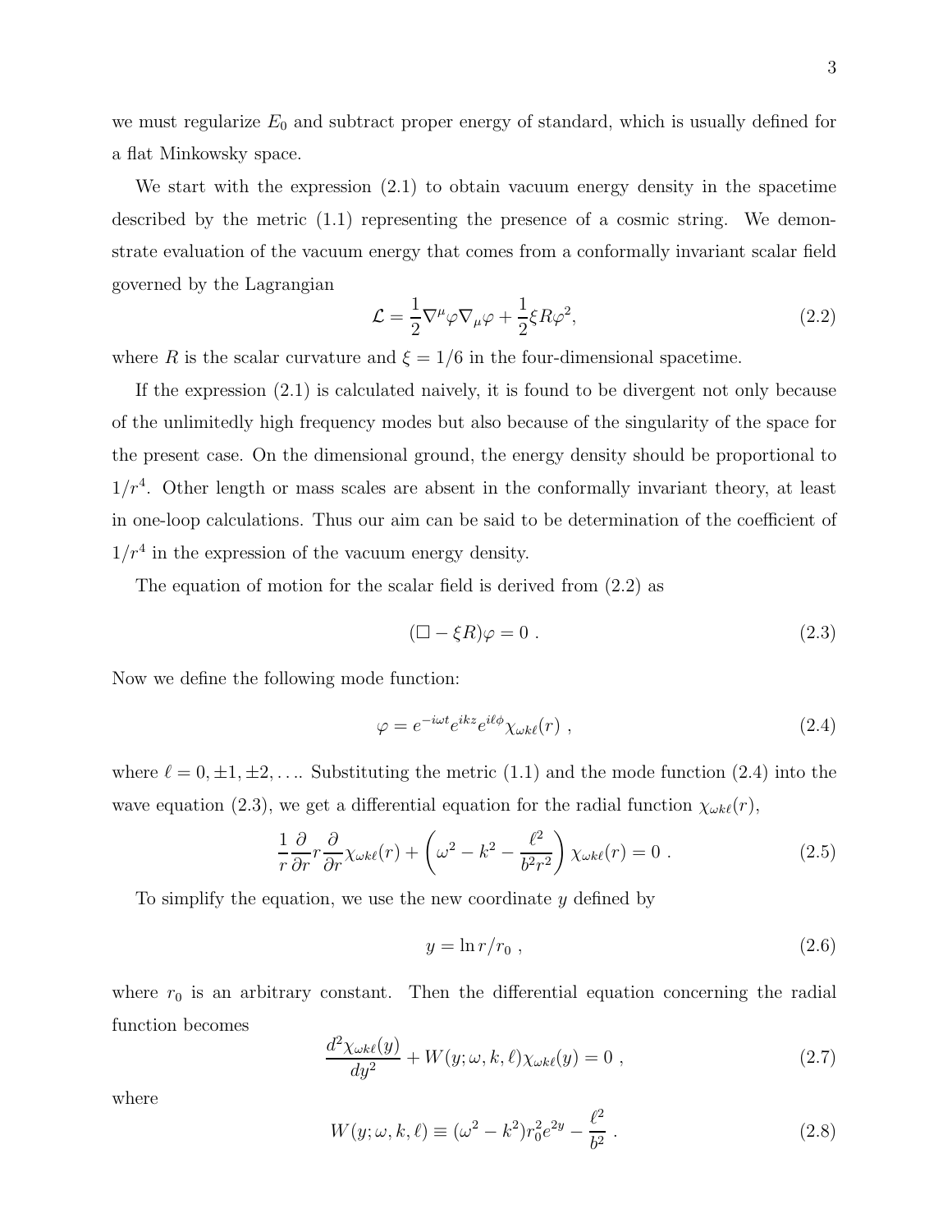we must regularize $E_0$ and subtract proper energy of standard, which is usually defined for a flat Minkowsky space.

We start with the expression (2.1) to obtain vacuum energy density in the spacetime described by the metric (1.1) representing the presence of a cosmic string. We demonstrate evaluation of the vacuum energy that comes from a conformally invariant scalar field governed by the Lagrangian

$$
\mathcal{L} = \frac{1}{2}\nabla^{\mu}\varphi\nabla_{\mu}\varphi + \frac{1}{2}\xi R\varphi^2, \tag{2.2}
$$

where $R$ is the scalar curvature and $\xi = 1/6$ in the four-dimensional spacetime.

If the expression (2.1) is calculated naively, it is found to be divergent not only because of the unlimitedly high frequency modes but also because of the singularity of the space for the present case. On the dimensional ground, the energy density should be proportional to $1/r^4$. Other length or mass scales are absent in the conformally invariant theory, at least in one-loop calculations. Thus our aim can be said to be determination of the coefficient of $1/r^4$ in the expression of the vacuum energy density.

The equation of motion for the scalar field is derived from (2.2) as

$$
(\Box - \xi R)\varphi = 0 \ . \tag{2.3}
$$

Now we define the following mode function:

$$
\varphi = e^{-i\omega t}e^{ikz}e^{i\ell\phi}\chi_{\omega k\ell}(r) \ , \tag{2.4}
$$

where $\ell = 0, \pm1, \pm2, \ldots$. Substituting the metric (1.1) and the mode function (2.4) into the wave equation (2.3), we get a differential equation for the radial function $\chi_{\omega k\ell}(r)$,

$$
\frac{1}{r}\frac{\partial}{\partial r}r\frac{\partial}{\partial r}\chi_{\omega k\ell}(r) + \left(\omega^2 - k^2 - \frac{\ell^2}{b^2r^2}\right)\chi_{\omega k\ell}(r) = 0 \ . \tag{2.5}
$$

To simplify the equation, we use the new coordinate $y$ defined by

$$
y = \ln r/r_0 \ , \tag{2.6}
$$

where $r_0$ is an arbitrary constant. Then the differential equation concerning the radial function becomes

$$
\frac{d^2\chi_{\omega k\ell}(y)}{dy^2} + W(y;\omega,k,\ell)\chi_{\omega k\ell}(y) = 0 \ , \tag{2.7}
$$

where

$$
W(y;\omega,k,\ell) \equiv (\omega^2 - k^2)r_0^2e^{2y} - \frac{\ell^2}{b^2} \ . \tag{2.8}
$$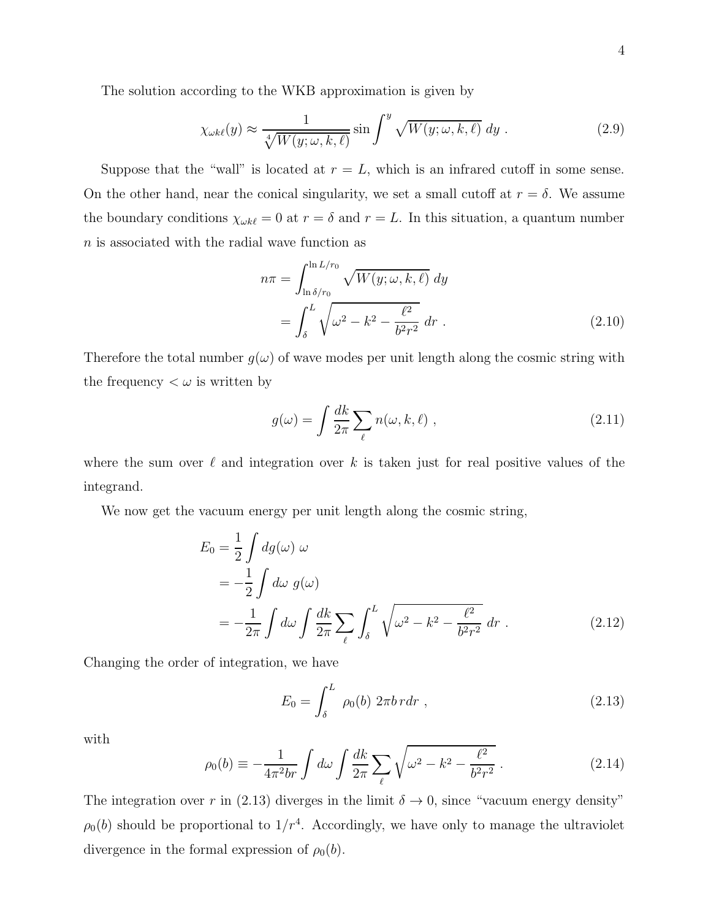The solution according to the WKB approximation is given by

$$\chi_{\omega k \ell}(y) \approx \frac{1}{\sqrt[4]{W(y;\omega,k,\ell)}} \sin \int^{y} \sqrt{W(y;\omega,k,\ell)}\; dy \; . \tag{2.9}$$

Suppose that the "wall" is located at $r = L$, which is an infrared cutoff in some sense. On the other hand, near the conical singularity, we set a small cutoff at $r = \delta$. We assume the boundary conditions $\chi_{\omega k \ell} = 0$ at $r = \delta$ and $r = L$. In this situation, a quantum number $n$ is associated with the radial wave function as

$$\begin{aligned} n\pi &= \int_{\ln \delta/r_0}^{\ln L/r_0} \sqrt{W(y;\omega,k,\ell)}\; dy \\ &= \int_{\delta}^{L} \sqrt{\omega^2 - k^2 - \frac{\ell^2}{b^2 r^2}}\; dr \; . \end{aligned} \tag{2.10}$$

Therefore the total number $g(\omega)$ of wave modes per unit length along the cosmic string with the frequency $< \omega$ is written by

$$g(\omega) = \int \frac{dk}{2\pi} \sum_{\ell} n(\omega,k,\ell) \; , \tag{2.11}$$

where the sum over $\ell$ and integration over $k$ is taken just for real positive values of the integrand.

We now get the vacuum energy per unit length along the cosmic string,

$$\begin{aligned} E_0 &= \frac{1}{2} \int dg(\omega)\; \omega \\ &= -\frac{1}{2} \int d\omega\; g(\omega) \\ &= -\frac{1}{2\pi} \int d\omega \int \frac{dk}{2\pi} \sum_{\ell} \int_{\delta}^{L} \sqrt{\omega^2 - k^2 - \frac{\ell^2}{b^2 r^2}}\; dr \; . \end{aligned} \tag{2.12}$$

Changing the order of integration, we have

$$E_0 = \int_{\delta}^{L} \rho_0(b)\; 2\pi b\, r dr \; , \tag{2.13}$$

with

$$\rho_0(b) \equiv -\frac{1}{4\pi^2 b r} \int d\omega \int \frac{dk}{2\pi} \sum_{\ell} \sqrt{\omega^2 - k^2 - \frac{\ell^2}{b^2 r^2}} \; . \tag{2.14}$$

The integration over $r$ in (2.13) diverges in the limit $\delta \to 0$, since "vacuum energy density" $\rho_0(b)$ should be proportional to $1/r^4$. Accordingly, we have only to manage the ultraviolet divergence in the formal expression of $\rho_0(b)$.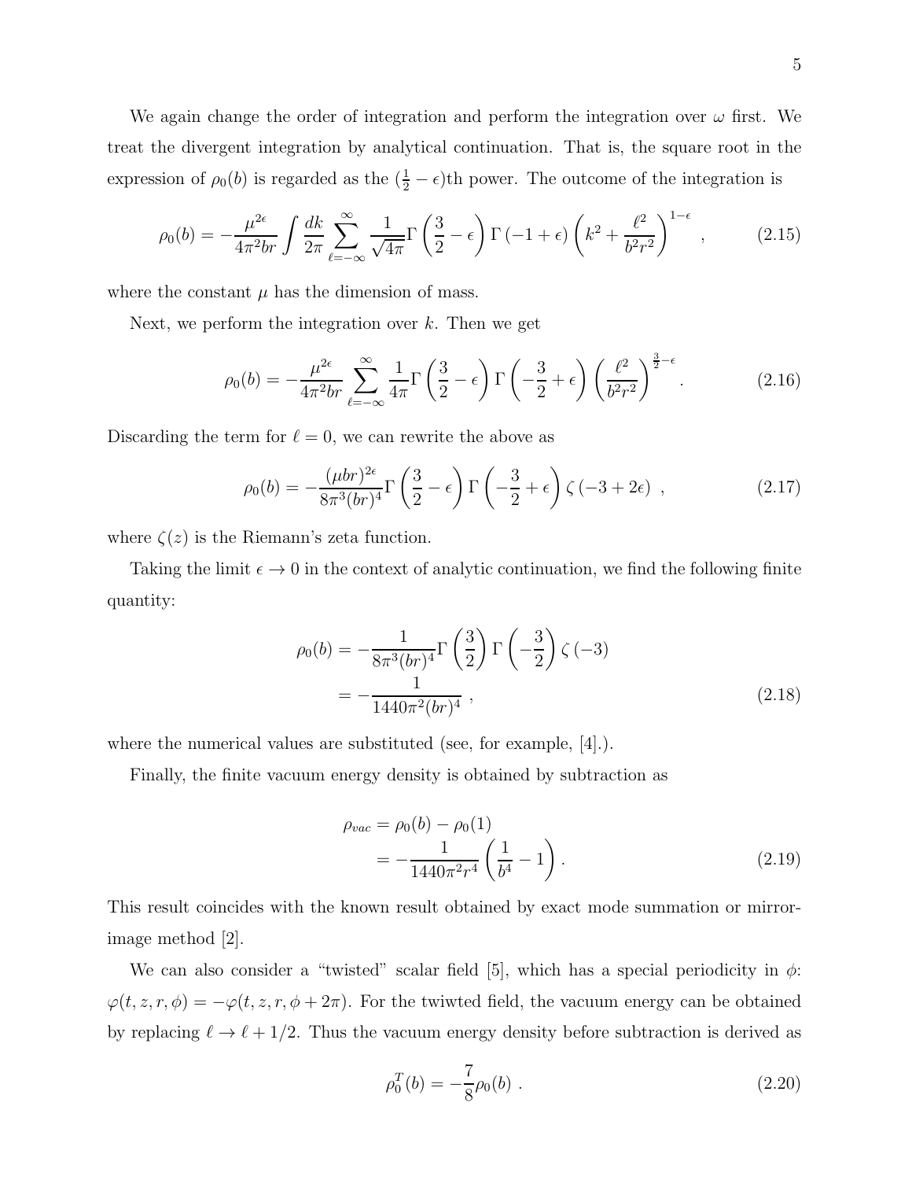We again change the order of integration and perform the integration over $\omega$ first. We treat the divergent integration by analytical continuation. That is, the square root in the expression of $\rho_0(b)$ is regarded as the $(\frac{1}{2} - \epsilon)$th power. The outcome of the integration is

$$\rho_0(b) = -\frac{\mu^{2\epsilon}}{4\pi^2 br} \int \frac{dk}{2\pi} \sum_{\ell=-\infty}^{\infty} \frac{1}{\sqrt{4\pi}} \Gamma\left(\frac{3}{2} - \epsilon\right) \Gamma\left(-1 + \epsilon\right) \left(k^2 + \frac{\ell^2}{b^2 r^2}\right)^{1-\epsilon} , \tag{2.15}$$

where the constant $\mu$ has the dimension of mass.

Next, we perform the integration over $k$. Then we get

$$\rho_0(b) = -\frac{\mu^{2\epsilon}}{4\pi^2 br} \sum_{\ell=-\infty}^{\infty} \frac{1}{4\pi} \Gamma\left(\frac{3}{2} - \epsilon\right) \Gamma\left(-\frac{3}{2} + \epsilon\right) \left(\frac{\ell^2}{b^2 r^2}\right)^{\frac{3}{2}-\epsilon} . \tag{2.16}$$

Discarding the term for $\ell = 0$, we can rewrite the above as

$$\rho_0(b) = -\frac{(\mu br)^{2\epsilon}}{8\pi^3 (br)^4} \Gamma\left(\frac{3}{2} - \epsilon\right) \Gamma\left(-\frac{3}{2} + \epsilon\right) \zeta\left(-3 + 2\epsilon\right) \ , \tag{2.17}$$

where $\zeta(z)$ is the Riemann's zeta function.

Taking the limit $\epsilon \to 0$ in the context of analytic continuation, we find the following finite quantity:

$$\begin{aligned} \rho_0(b) &= -\frac{1}{8\pi^3 (br)^4} \Gamma\left(\frac{3}{2}\right) \Gamma\left(-\frac{3}{2}\right) \zeta\left(-3\right) \\ &= -\frac{1}{1440\pi^2 (br)^4} \ , \end{aligned} \tag{2.18}$$

where the numerical values are substituted (see, for example, [4].).

Finally, the finite vacuum energy density is obtained by subtraction as

$$\begin{aligned} \rho_{vac} &= \rho_0(b) - \rho_0(1) \\ &= -\frac{1}{1440\pi^2 r^4} \left(\frac{1}{b^4} - 1\right) . \end{aligned} \tag{2.19}$$

This result coincides with the known result obtained by exact mode summation or mirror-image method [2].

We can also consider a "twisted" scalar field [5], which has a special periodicity in $\phi$: $\varphi(t, z, r, \phi) = -\varphi(t, z, r, \phi + 2\pi)$. For the twiwted field, the vacuum energy can be obtained by replacing $\ell \to \ell + 1/2$. Thus the vacuum energy density before subtraction is derived as

$$\rho_0^T(b) = -\frac{7}{8} \rho_0(b) \ . \tag{2.20}$$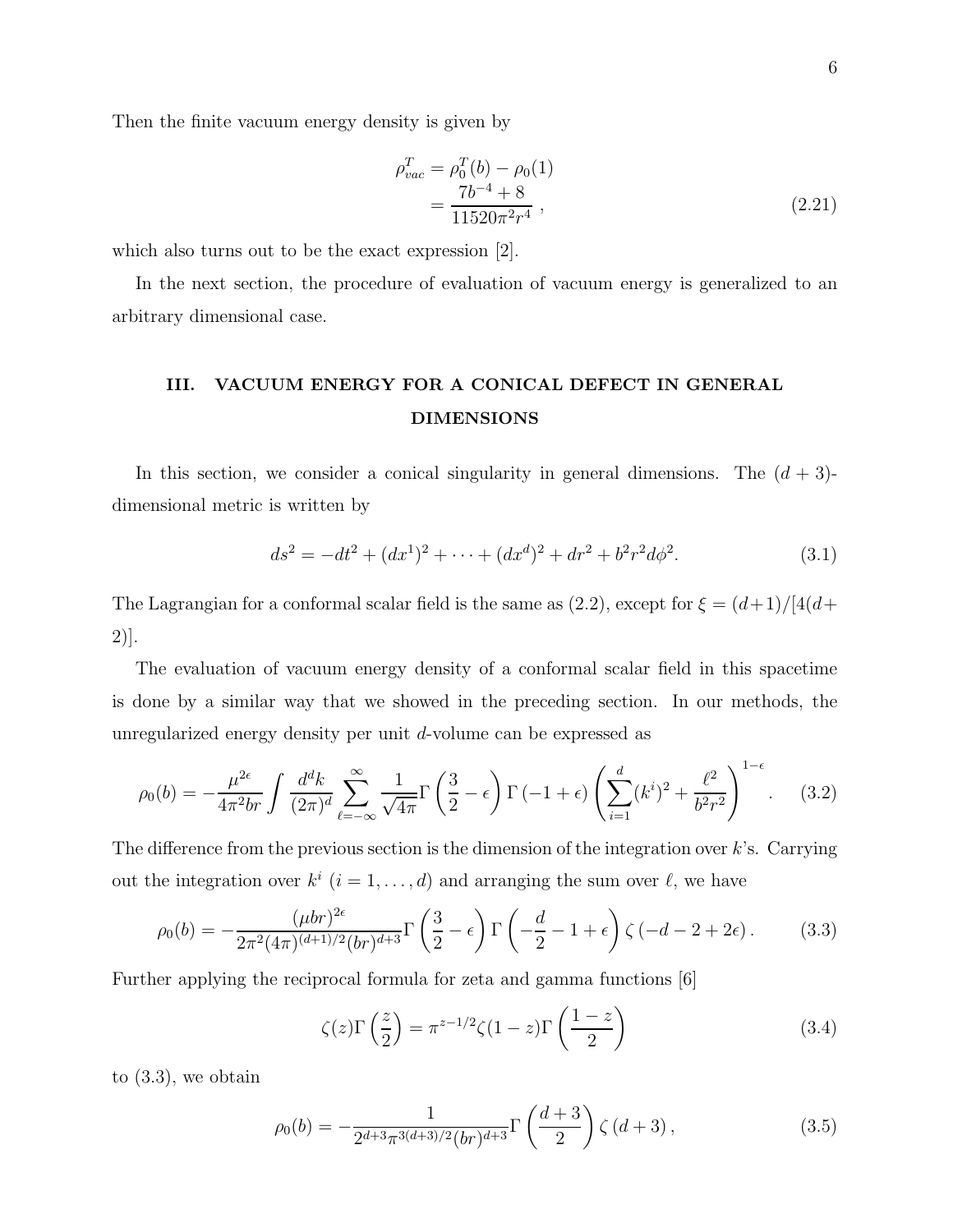Then the finite vacuum energy density is given by

$$
\begin{aligned}
\rho^T_{vac} &= \rho^T_0(b) - \rho_0(1) \\
&= \frac{7b^{-4} + 8}{11520\pi^2 r^4} \,,
\end{aligned}
\tag{2.21}
$$

which also turns out to be the exact expression [2].

In the next section, the procedure of evaluation of vacuum energy is generalized to an arbitrary dimensional case.

## III. VACUUM ENERGY FOR A CONICAL DEFECT IN GENERAL DIMENSIONS

In this section, we consider a conical singularity in general dimensions. The $(d+3)$-dimensional metric is written by

$$
ds^2 = -dt^2 + (dx^1)^2 + \cdots + (dx^d)^2 + dr^2 + b^2 r^2 d\phi^2. \tag{3.1}
$$

The Lagrangian for a conformal scalar field is the same as (2.2), except for $\xi = (d+1)/[4(d+2)]$.

The evaluation of vacuum energy density of a conformal scalar field in this spacetime is done by a similar way that we showed in the preceding section. In our methods, the unregularized energy density per unit $d$-volume can be expressed as

$$
\rho_0(b) = -\frac{\mu^{2\epsilon}}{4\pi^2 br} \int \frac{d^d k}{(2\pi)^d} \sum_{\ell=-\infty}^{\infty} \frac{1}{\sqrt{4\pi}} \Gamma\left(\frac{3}{2} - \epsilon\right) \Gamma\left(-1 + \epsilon\right) \left( \sum_{i=1}^{d} (k^i)^2 + \frac{\ell^2}{b^2 r^2} \right)^{1-\epsilon} . \tag{3.2}
$$

The difference from the previous section is the dimension of the integration over $k$'s. Carrying out the integration over $k^i$ $(i = 1, \ldots, d)$ and arranging the sum over $\ell$, we have

$$
\rho_0(b) = -\frac{(\mu br)^{2\epsilon}}{2\pi^2 (4\pi)^{(d+1)/2} (br)^{d+3}} \Gamma\left(\frac{3}{2} - \epsilon\right) \Gamma\left(-\frac{d}{2} - 1 + \epsilon\right) \zeta\left(-d - 2 + 2\epsilon\right). \tag{3.3}
$$

Further applying the reciprocal formula for zeta and gamma functions [6]

$$
\zeta(z)\Gamma\left(\frac{z}{2}\right) = \pi^{z-1/2} \zeta(1-z) \Gamma\left(\frac{1-z}{2}\right) \tag{3.4}
$$

to (3.3), we obtain

$$
\rho_0(b) = -\frac{1}{2^{d+3} \pi^{3(d+3)/2} (br)^{d+3}} \Gamma\left(\frac{d+3}{2}\right) \zeta\left(d+3\right), \tag{3.5}
$$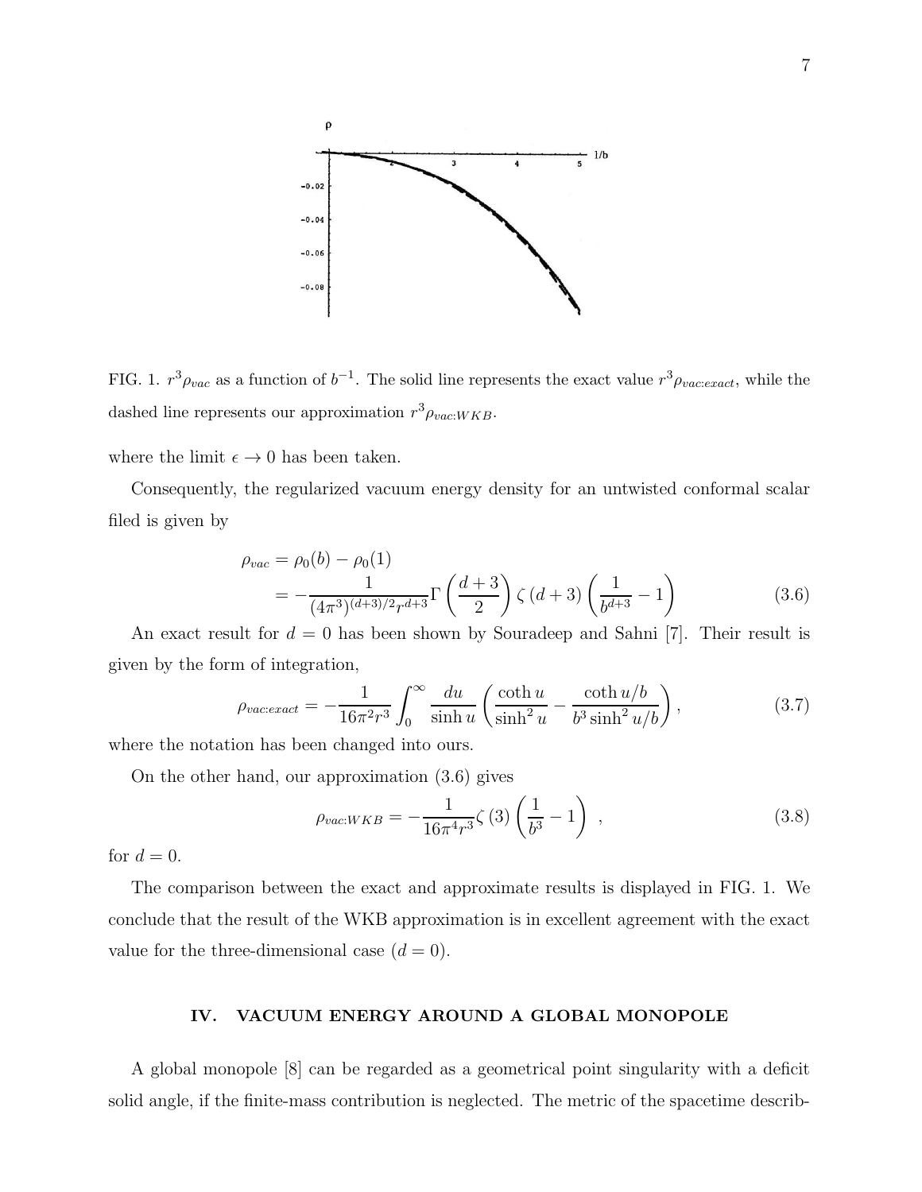ρ

1/b

2 3 4 5

-0.02

-0.04

-0.06

-0.08

FIG. 1. $r^3\rho_{vac}$ as a function of $b^{-1}$. The solid line represents the exact value $r^3\rho_{vac:exact}$, while the dashed line represents our approximation $r^3\rho_{vac:WKB}$.

where the limit $\epsilon \to 0$ has been taken.

Consequently, the regularized vacuum energy density for an untwisted conformal scalar filed is given by

$$
\begin{aligned}
\rho_{vac} &= \rho_0(b) - \rho_0(1) \\
&= -\frac{1}{(4\pi^3)^{(d+3)/2} r^{d+3}} \Gamma\left(\frac{d+3}{2}\right) \zeta\left(d+3\right) \left(\frac{1}{b^{d+3}} - 1\right)
\end{aligned} \tag{3.6}
$$

An exact result for $d = 0$ has been shown by Souradeep and Sahni [7]. Their result is given by the form of integration,

$$
\rho_{vac:exact} = -\frac{1}{16\pi^2 r^3} \int_0^\infty \frac{du}{\sinh u} \left( \frac{\coth u}{\sinh^2 u} - \frac{\coth u/b}{b^3 \sinh^2 u/b} \right), \tag{3.7}
$$

where the notation has been changed into ours.

On the other hand, our approximation (3.6) gives

$$
\rho_{vac:WKB} = -\frac{1}{16\pi^4 r^3} \zeta\left(3\right) \left(\frac{1}{b^3} - 1\right) \ , \tag{3.8}
$$

for $d = 0$.

The comparison between the exact and approximate results is displayed in FIG. 1. We conclude that the result of the WKB approximation is in excellent agreement with the exact value for the three-dimensional case ($d = 0$).

## IV. VACUUM ENERGY AROUND A GLOBAL MONOPOLE

A global monopole [8] can be regarded as a geometrical point singularity with a deficit solid angle, if the finite-mass contribution is neglected. The metric of the spacetime describ-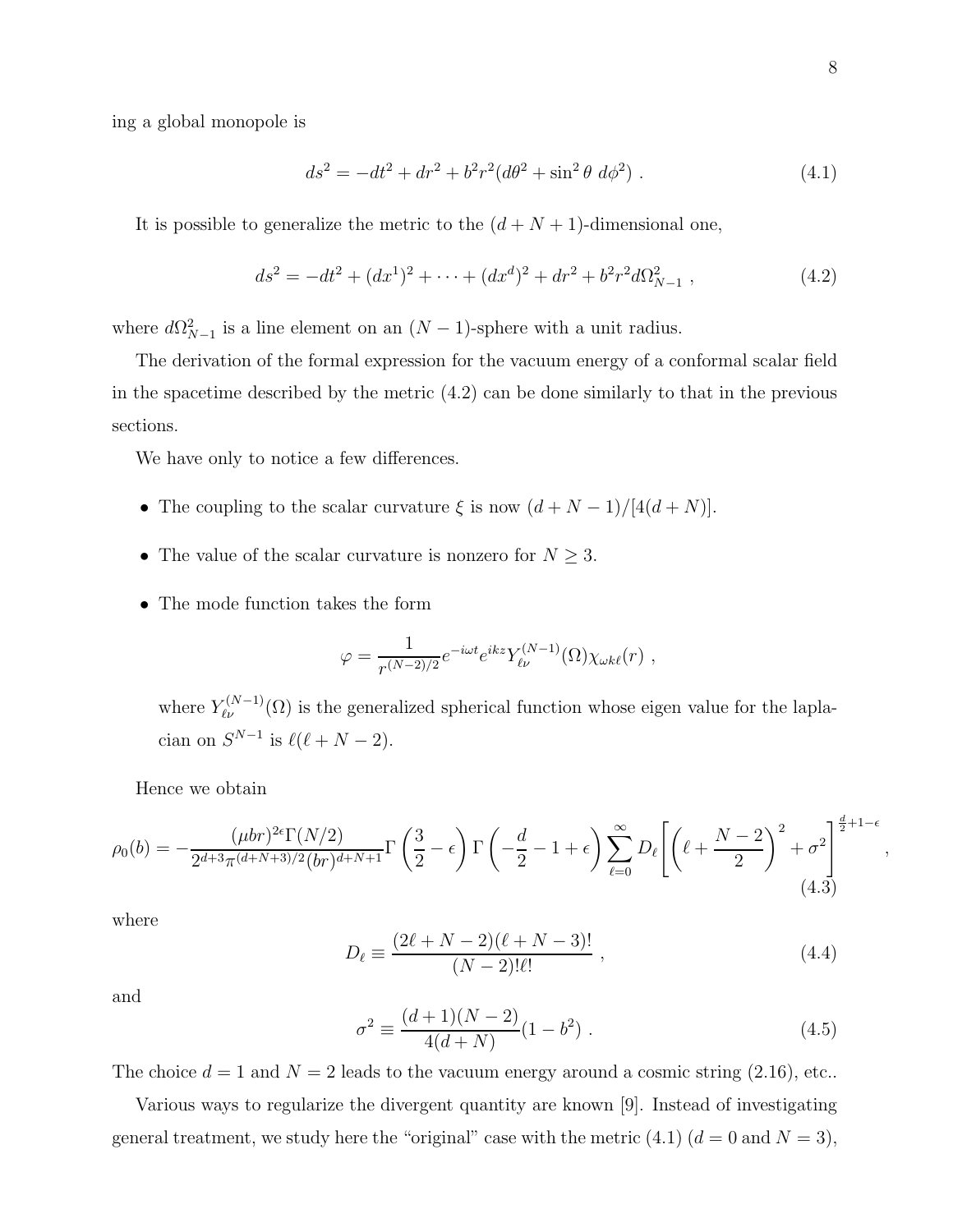ing a global monopole is

$$ds^2 = -dt^2 + dr^2 + b^2 r^2 (d\theta^2 + \sin^2\theta \, d\phi^2) \, . \tag{4.1}$$

It is possible to generalize the metric to the $(d + N + 1)$-dimensional one,

$$ds^2 = -dt^2 + (dx^1)^2 + \cdots + (dx^d)^2 + dr^2 + b^2 r^2 d\Omega_{N-1}^2 \, , \tag{4.2}$$

where $d\Omega_{N-1}^2$ is a line element on an $(N-1)$-sphere with a unit radius.

The derivation of the formal expression for the vacuum energy of a conformal scalar field in the spacetime described by the metric (4.2) can be done similarly to that in the previous sections.

We have only to notice a few differences.

- The coupling to the scalar curvature $\xi$ is now $(d + N - 1)/[4(d + N)]$.
- The value of the scalar curvature is nonzero for $N \geq 3$.
- The mode function takes the form

$$\varphi = \frac{1}{r^{(N-2)/2}} e^{-i\omega t} e^{ikz} Y_{\ell\nu}^{(N-1)}(\Omega) \chi_{\omega k \ell}(r) \, ,$$

  where $Y_{\ell\nu}^{(N-1)}(\Omega)$ is the generalized spherical function whose eigen value for the laplacian on $S^{N-1}$ is $\ell(\ell + N - 2)$.

Hence we obtain

$$\rho_0(b) = -\frac{(\mu b r)^{2\epsilon}\Gamma(N/2)}{2^{d+3}\pi^{(d+N+3)/2}(br)^{d+N+1}} \Gamma\left(\frac{3}{2} - \epsilon\right) \Gamma\left(-\frac{d}{2} - 1 + \epsilon\right) \sum_{\ell=0}^{\infty} D_\ell \left[\left(\ell + \frac{N-2}{2}\right)^2 + \sigma^2\right]^{\frac{d}{2}+1-\epsilon} , \tag{4.3}$$

where

$$D_\ell \equiv \frac{(2\ell + N - 2)(\ell + N - 3)!}{(N-2)!\ell!} \, , \tag{4.4}$$

and

$$\sigma^2 \equiv \frac{(d+1)(N-2)}{4(d+N)}(1 - b^2) \, . \tag{4.5}$$

The choice $d = 1$ and $N = 2$ leads to the vacuum energy around a cosmic string (2.16), etc..

Various ways to regularize the divergent quantity are known [9]. Instead of investigating general treatment, we study here the "original" case with the metric (4.1) ($d = 0$ and $N = 3$),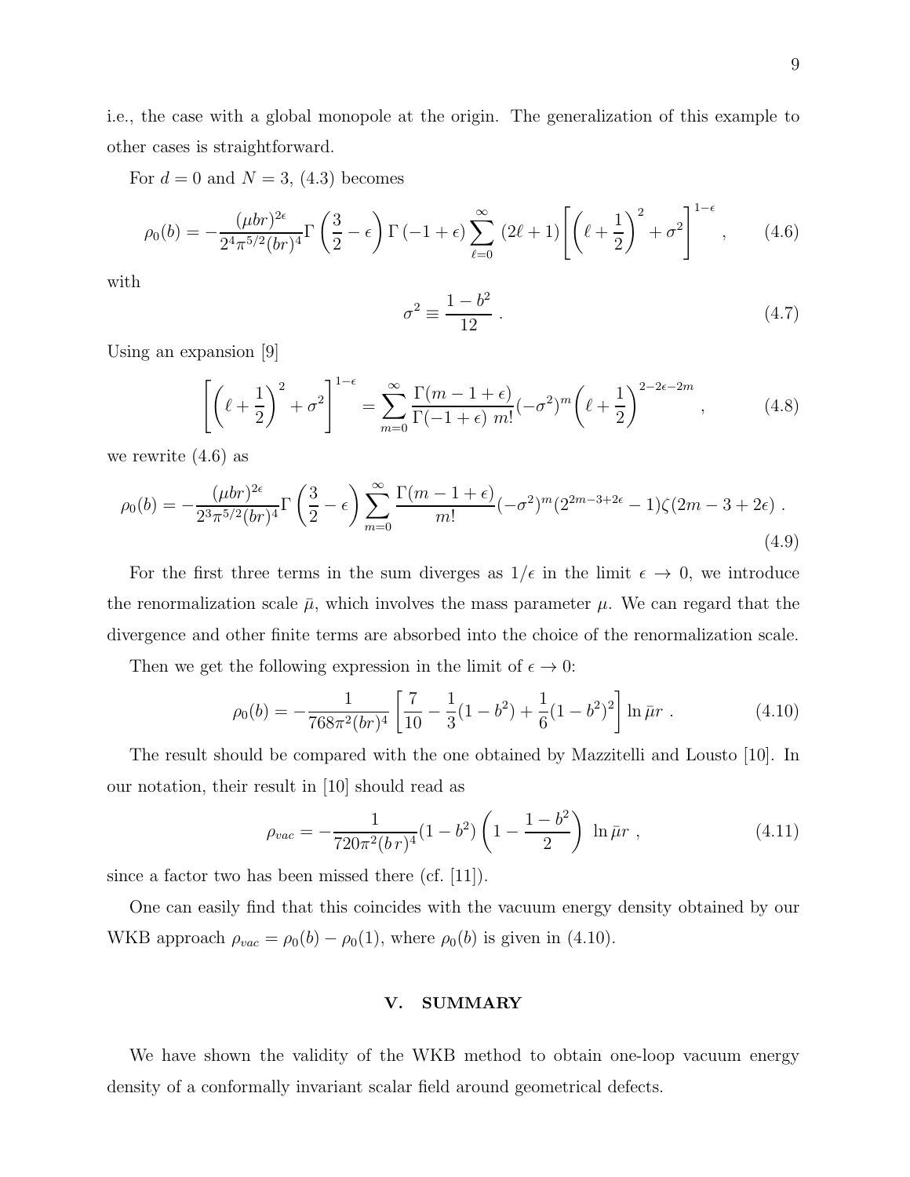i.e., the case with a global monopole at the origin. The generalization of this example to other cases is straightforward.

For $d = 0$ and $N = 3$, (4.3) becomes

$$\rho_0(b) = -\frac{(\mu b r)^{2\epsilon}}{2^4 \pi^{5/2} (br)^4} \Gamma\left(\frac{3}{2} - \epsilon\right) \Gamma\left(-1 + \epsilon\right) \sum_{\ell=0}^{\infty} (2\ell + 1) \left[\left(\ell + \frac{1}{2}\right)^2 + \sigma^2\right]^{1-\epsilon}, \tag{4.6}$$

with

$$\sigma^2 \equiv \frac{1 - b^2}{12} . \tag{4.7}$$

Using an expansion [9]

$$\left[\left(\ell + \frac{1}{2}\right)^2 + \sigma^2\right]^{1-\epsilon} = \sum_{m=0}^{\infty} \frac{\Gamma(m - 1 + \epsilon)}{\Gamma(-1 + \epsilon)\ m!} (-\sigma^2)^m \left(\ell + \frac{1}{2}\right)^{2-2\epsilon-2m}, \tag{4.8}$$

we rewrite (4.6) as

$$\rho_0(b) = -\frac{(\mu b r)^{2\epsilon}}{2^3 \pi^{5/2} (br)^4} \Gamma\left(\frac{3}{2} - \epsilon\right) \sum_{m=0}^{\infty} \frac{\Gamma(m - 1 + \epsilon)}{m!} (-\sigma^2)^m (2^{2m-3+2\epsilon} - 1) \zeta(2m - 3 + 2\epsilon) . \tag{4.9}$$

For the first three terms in the sum diverges as $1/\epsilon$ in the limit $\epsilon \to 0$, we introduce the renormalization scale $\bar{\mu}$, which involves the mass parameter $\mu$. We can regard that the divergence and other finite terms are absorbed into the choice of the renormalization scale.

Then we get the following expression in the limit of $\epsilon \to 0$:

$$\rho_0(b) = -\frac{1}{768\pi^2 (br)^4} \left[\frac{7}{10} - \frac{1}{3}(1 - b^2) + \frac{1}{6}(1 - b^2)^2\right] \ln \bar{\mu} r . \tag{4.10}$$

The result should be compared with the one obtained by Mazzitelli and Lousto [10]. In our notation, their result in [10] should read as

$$\rho_{vac} = -\frac{1}{720\pi^2 (b\, r)^4} (1 - b^2) \left(1 - \frac{1 - b^2}{2}\right)\ \ln \bar{\mu} r , \tag{4.11}$$

since a factor two has been missed there (cf. [11]).

One can easily find that this coincides with the vacuum energy density obtained by our WKB approach $\rho_{vac} = \rho_0(b) - \rho_0(1)$, where $\rho_0(b)$ is given in (4.10).

## V. SUMMARY

We have shown the validity of the WKB method to obtain one-loop vacuum energy density of a conformally invariant scalar field around geometrical defects.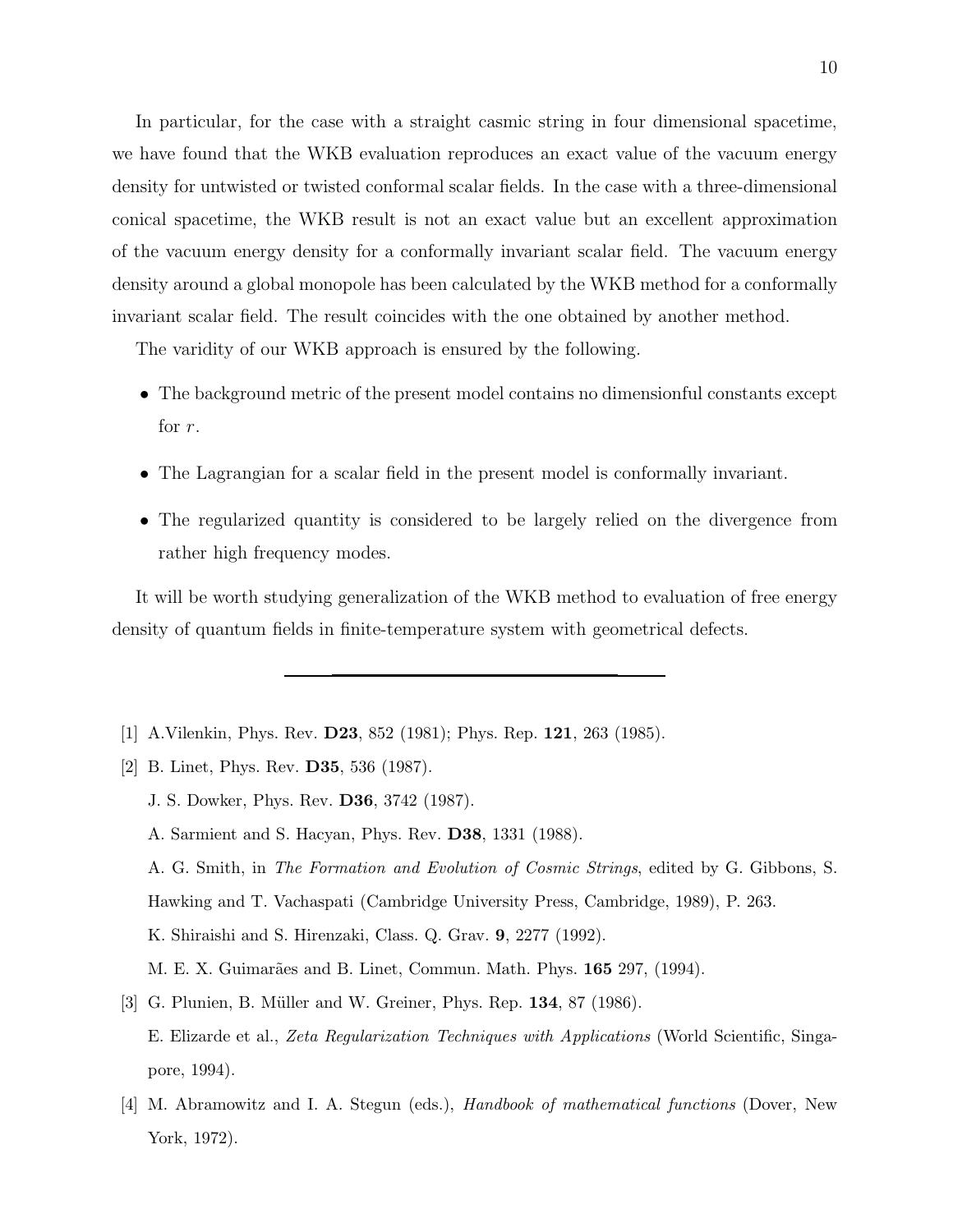In particular, for the case with a straight casmic string in four dimensional spacetime, we have found that the WKB evaluation reproduces an exact value of the vacuum energy density for untwisted or twisted conformal scalar fields. In the case with a three-dimensional conical spacetime, the WKB result is not an exact value but an excellent approximation of the vacuum energy density for a conformally invariant scalar field. The vacuum energy density around a global monopole has been calculated by the WKB method for a conformally invariant scalar field. The result coincides with the one obtained by another method.

The varidity of our WKB approach is ensured by the following.

- The background metric of the present model contains no dimensionful constants except for $r$.
- The Lagrangian for a scalar field in the present model is conformally invariant.
- The regularized quantity is considered to be largely relied on the divergence from rather high frequency modes.

It will be worth studying generalization of the WKB method to evaluation of free energy density of quantum fields in finite-temperature system with geometrical defects.

---

[1] A.Vilenkin, Phys. Rev. **D23**, 852 (1981); Phys. Rep. **121**, 263 (1985).

[2] B. Linet, Phys. Rev. **D35**, 536 (1987).
J. S. Dowker, Phys. Rev. **D36**, 3742 (1987).
A. Sarmient and S. Hacyan, Phys. Rev. **D38**, 1331 (1988).
A. G. Smith, in *The Formation and Evolution of Cosmic Strings*, edited by G. Gibbons, S. Hawking and T. Vachaspati (Cambridge University Press, Cambridge, 1989), P. 263.
K. Shiraishi and S. Hirenzaki, Class. Q. Grav. **9**, 2277 (1992).
M. E. X. Guimarães and B. Linet, Commun. Math. Phys. **165** 297, (1994).

[3] G. Plunien, B. Müller and W. Greiner, Phys. Rep. **134**, 87 (1986).
E. Elizarde et al., *Zeta Regularization Techniques with Applications* (World Scientific, Singapore, 1994).

[4] M. Abramowitz and I. A. Stegun (eds.), *Handbook of mathematical functions* (Dover, New York, 1972).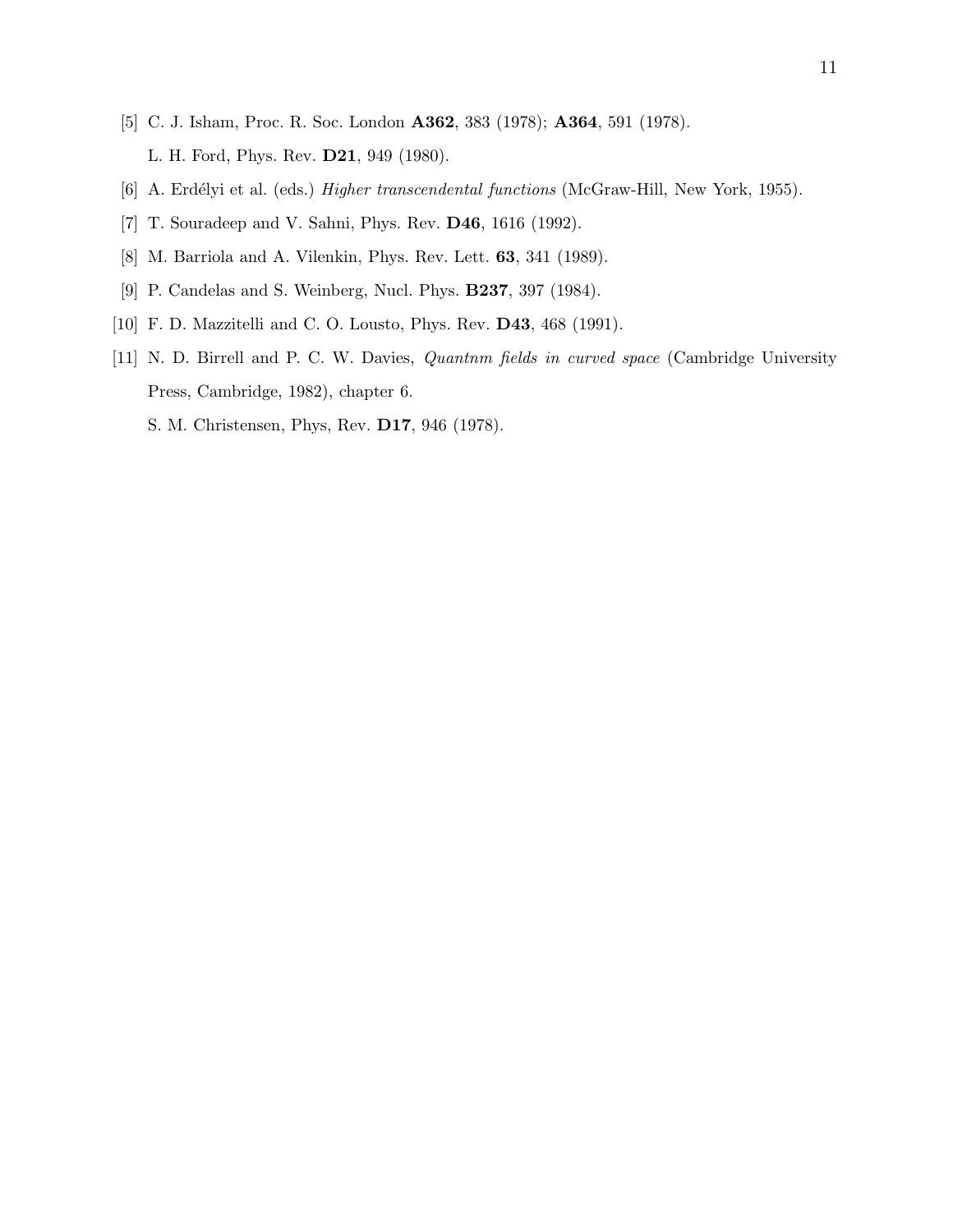[5] C. J. Isham, Proc. R. Soc. London **A362**, 383 (1978); **A364**, 591 (1978).
L. H. Ford, Phys. Rev. **D21**, 949 (1980).

[6] A. Erdélyi et al. (eds.) *Higher transcendental functions* (McGraw-Hill, New York, 1955).

[7] T. Souradeep and V. Sahni, Phys. Rev. **D46**, 1616 (1992).

[8] M. Barriola and A. Vilenkin, Phys. Rev. Lett. **63**, 341 (1989).

[9] P. Candelas and S. Weinberg, Nucl. Phys. **B237**, 397 (1984).

[10] F. D. Mazzitelli and C. O. Lousto, Phys. Rev. **D43**, 468 (1991).

[11] N. D. Birrell and P. C. W. Davies, *Quantnm fields in curved space* (Cambridge University Press, Cambridge, 1982), chapter 6.
S. M. Christensen, Phys, Rev. **D17**, 946 (1978).